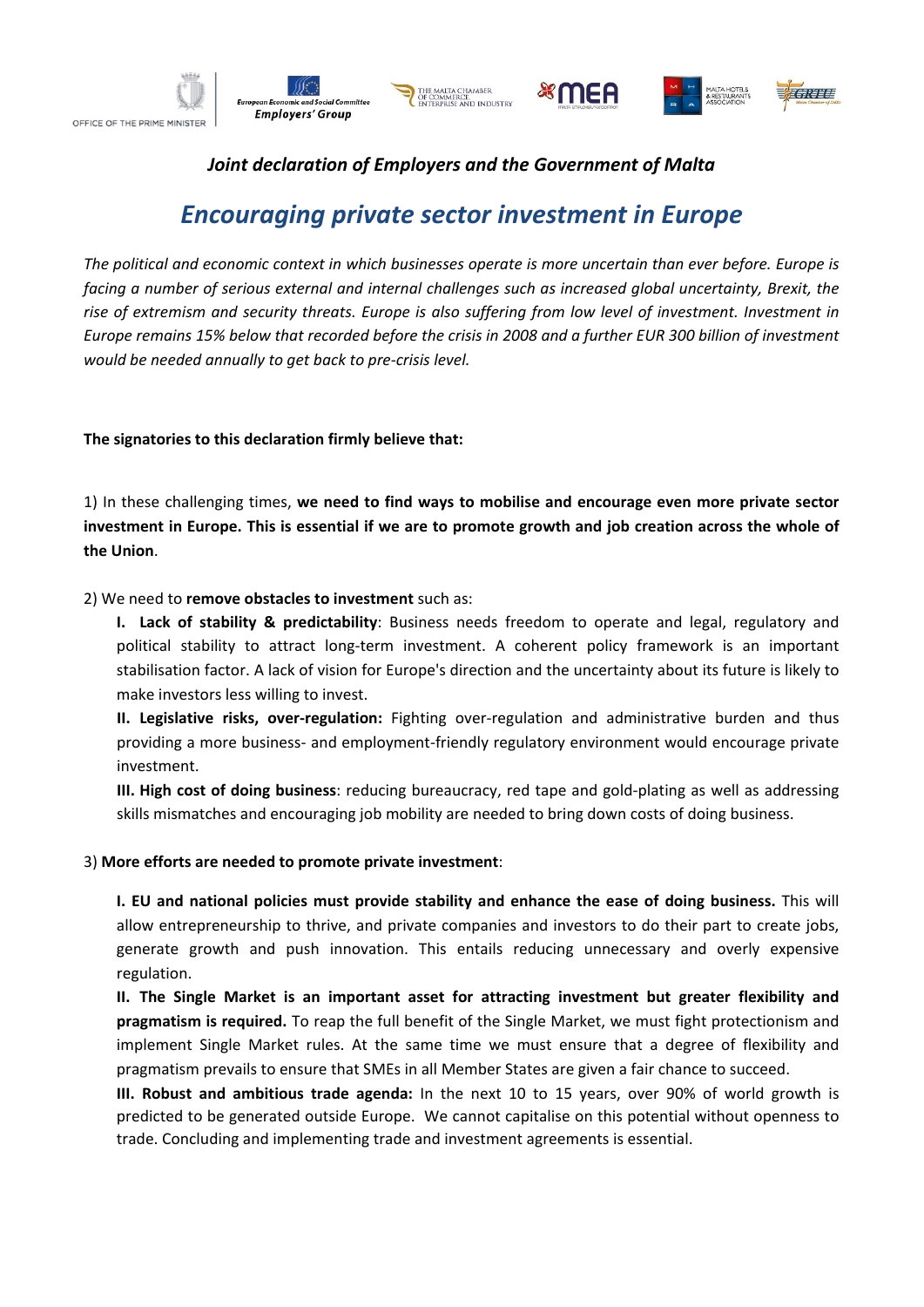OFFICE OF THE PRIME MINISTER | European Economic and Social Committee Employers' Group | The Malta Chamber of Commerce, Enterprise and Industry | MEA | Malta Hotels & Restaurants Association | GRTU

### *Joint declaration of Employers and the Government of Malta*

# *Encouraging private sector investment in Europe*

*The political and economic context in which businesses operate is more uncertain than ever before. Europe is facing a number of serious external and internal challenges such as increased global uncertainty, Brexit, the rise of extremism and security threats. Europe is also suffering from low level of investment. Investment in Europe remains 15% below that recorded before the crisis in 2008 and a further EUR 300 billion of investment would be needed annually to get back to pre-crisis level.*

**The signatories to this declaration firmly believe that:**

1) In these challenging times, **we need to find ways to mobilise and encourage even more private sector investment in Europe. This is essential if we are to promote growth and job creation across the whole of the Union**.

2) We need to **remove obstacles to investment** such as:

**I. Lack of stability & predictability**: Business needs freedom to operate and legal, regulatory and political stability to attract long-term investment. A coherent policy framework is an important stabilisation factor. A lack of vision for Europe's direction and the uncertainty about its future is likely to make investors less willing to invest.

**II. Legislative risks, over-regulation:** Fighting over-regulation and administrative burden and thus providing a more business- and employment-friendly regulatory environment would encourage private investment.

**III. High cost of doing business**: reducing bureaucracy, red tape and gold-plating as well as addressing skills mismatches and encouraging job mobility are needed to bring down costs of doing business.

3) **More efforts are needed to promote private investment**:

**I. EU and national policies must provide stability and enhance the ease of doing business.** This will allow entrepreneurship to thrive, and private companies and investors to do their part to create jobs, generate growth and push innovation. This entails reducing unnecessary and overly expensive regulation.

**II. The Single Market is an important asset for attracting investment but greater flexibility and pragmatism is required.** To reap the full benefit of the Single Market, we must fight protectionism and implement Single Market rules. At the same time we must ensure that a degree of flexibility and pragmatism prevails to ensure that SMEs in all Member States are given a fair chance to succeed.

**III. Robust and ambitious trade agenda:** In the next 10 to 15 years, over 90% of world growth is predicted to be generated outside Europe. We cannot capitalise on this potential without openness to trade. Concluding and implementing trade and investment agreements is essential.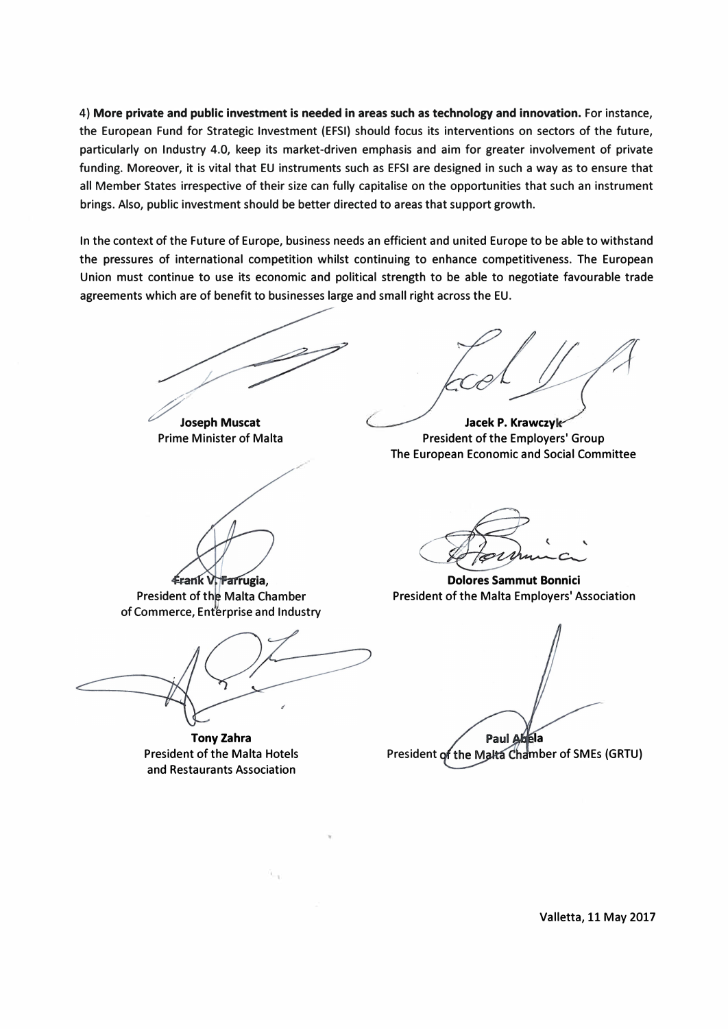4) **More private and public investment is needed in areas such as technology and innovation.** For instance, the European Fund for Strategic Investment (EFSI) should focus its interventions on sectors of the future, particularly on Industry 4.0, keep its market-driven emphasis and aim for greater involvement of private funding. Moreover, it is vital that EU instruments such as EFSI are designed in such a way as to ensure that all Member States irrespective of their size can fully capitalise on the opportunities that such an instrument brings. Also, public investment should be better directed to areas that support growth.

In the context of the Future of Europe, business needs an efficient and united Europe to be able to withstand the pressures of international competition whilst continuing to enhance competitiveness. The European Union must continue to use its economic and political strength to be able to negotiate favourable trade agreements which are of benefit to businesses large and small right across the EU.

**Joseph Muscat**
Prime Minister of Malta

**Jacek P. Krawczyk**
President of the Employers' Group
The European Economic and Social Committee

**Frank V. Farrugia,**
President of the Malta Chamber
of Commerce, Enterprise and Industry

**Dolores Sammut Bonnici**
President of the Malta Employers' Association

**Tony Zahra**
President of the Malta Hotels
and Restaurants Association

**Paul Abela**
President of the Malta Chamber of SMEs (GRTU)

Valletta, 11 May 2017